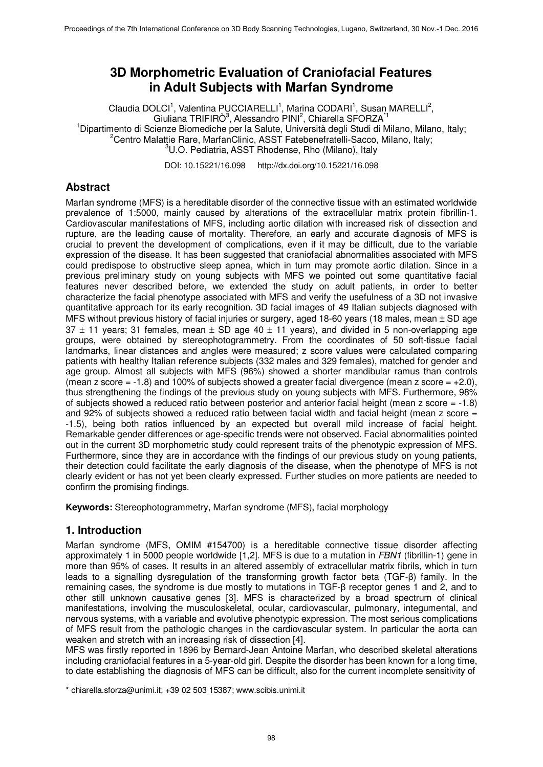# 3D Morphometric Evaluation of Craniofacial Features in Adult Subjects with Marfan Syndrome

Claudia DOLCI[1], Valentina PUCCIARELLI[1], Marina CODARI[1], Susan MARELLI[2], Giuliana TRIFIRÒ[3], Alessandro PINI[2], Chiarella SFORZA*[1]

[1]Dipartimento di Scienze Biomediche per la Salute, Università degli Studi di Milano, Milano, Italy;
[2]Centro Malattie Rare, MarfanClinic, ASST Fatebenefratelli-Sacco, Milano, Italy;
[3]U.O. Pediatria, ASST Rhodense, Rho (Milano), Italy

DOI: 10.15221/16.098 http://dx.doi.org/10.15221/16.098

## Abstract

Marfan syndrome (MFS) is a hereditable disorder of the connective tissue with an estimated worldwide prevalence of 1:5000, mainly caused by alterations of the extracellular matrix protein fibrillin-1. Cardiovascular manifestations of MFS, including aortic dilation with increased risk of dissection and rupture, are the leading cause of mortality. Therefore, an early and accurate diagnosis of MFS is crucial to prevent the development of complications, even if it may be difficult, due to the variable expression of the disease. It has been suggested that craniofacial abnormalities associated with MFS could predispose to obstructive sleep apnea, which in turn may promote aortic dilation. Since in a previous preliminary study on young subjects with MFS we pointed out some quantitative facial features never described before, we extended the study on adult patients, in order to better characterize the facial phenotype associated with MFS and verify the usefulness of a 3D not invasive quantitative approach for its early recognition. 3D facial images of 49 Italian subjects diagnosed with MFS without previous history of facial injuries or surgery, aged 18-60 years (18 males, mean $\pm$ SD age 37 $\pm$ 11 years; 31 females, mean $\pm$ SD age 40 $\pm$ 11 years), and divided in 5 non-overlapping age groups, were obtained by stereophotogrammetry. From the coordinates of 50 soft-tissue facial landmarks, linear distances and angles were measured; z score values were calculated comparing patients with healthy Italian reference subjects (332 males and 329 females), matched for gender and age group. Almost all subjects with MFS (96%) showed a shorter mandibular ramus than controls (mean z score = -1.8) and 100% of subjects showed a greater facial divergence (mean z score = +2.0), thus strengthening the findings of the previous study on young subjects with MFS. Furthermore, 98% of subjects showed a reduced ratio between posterior and anterior facial height (mean z score = -1.8) and 92% of subjects showed a reduced ratio between facial width and facial height (mean z score = -1.5), being both ratios influenced by an expected but overall mild increase of facial height. Remarkable gender differences or age-specific trends were not observed. Facial abnormalities pointed out in the current 3D morphometric study could represent traits of the phenotypic expression of MFS. Furthermore, since they are in accordance with the findings of our previous study on young patients, their detection could facilitate the early diagnosis of the disease, when the phenotype of MFS is not clearly evident or has not yet been clearly expressed. Further studies on more patients are needed to confirm the promising findings.

**Keywords:** Stereophotogrammetry, Marfan syndrome (MFS), facial morphology

## 1. Introduction

Marfan syndrome (MFS, OMIM #154700) is a hereditable connective tissue disorder affecting approximately 1 in 5000 people worldwide [1,2]. MFS is due to a mutation in *FBN1* (fibrillin-1) gene in more than 95% of cases. It results in an altered assembly of extracellular matrix fibrils, which in turn leads to a signalling dysregulation of the transforming growth factor beta (TGF-β) family. In the remaining cases, the syndrome is due mostly to mutations in TGF-β receptor genes 1 and 2, and to other still unknown causative genes [3]. MFS is characterized by a broad spectrum of clinical manifestations, involving the musculoskeletal, ocular, cardiovascular, pulmonary, integumental, and nervous systems, with a variable and evolutive phenotypic expression. The most serious complications of MFS result from the pathologic changes in the cardiovascular system. In particular the aorta can weaken and stretch with an increasing risk of dissection [4].

MFS was firstly reported in 1896 by Bernard-Jean Antoine Marfan, who described skeletal alterations including craniofacial features in a 5-year-old girl. Despite the disorder has been known for a long time, to date establishing the diagnosis of MFS can be difficult, also for the current incomplete sensitivity of

\* chiarella.sforza@unimi.it; +39 02 503 15387; www.scibis.unimi.it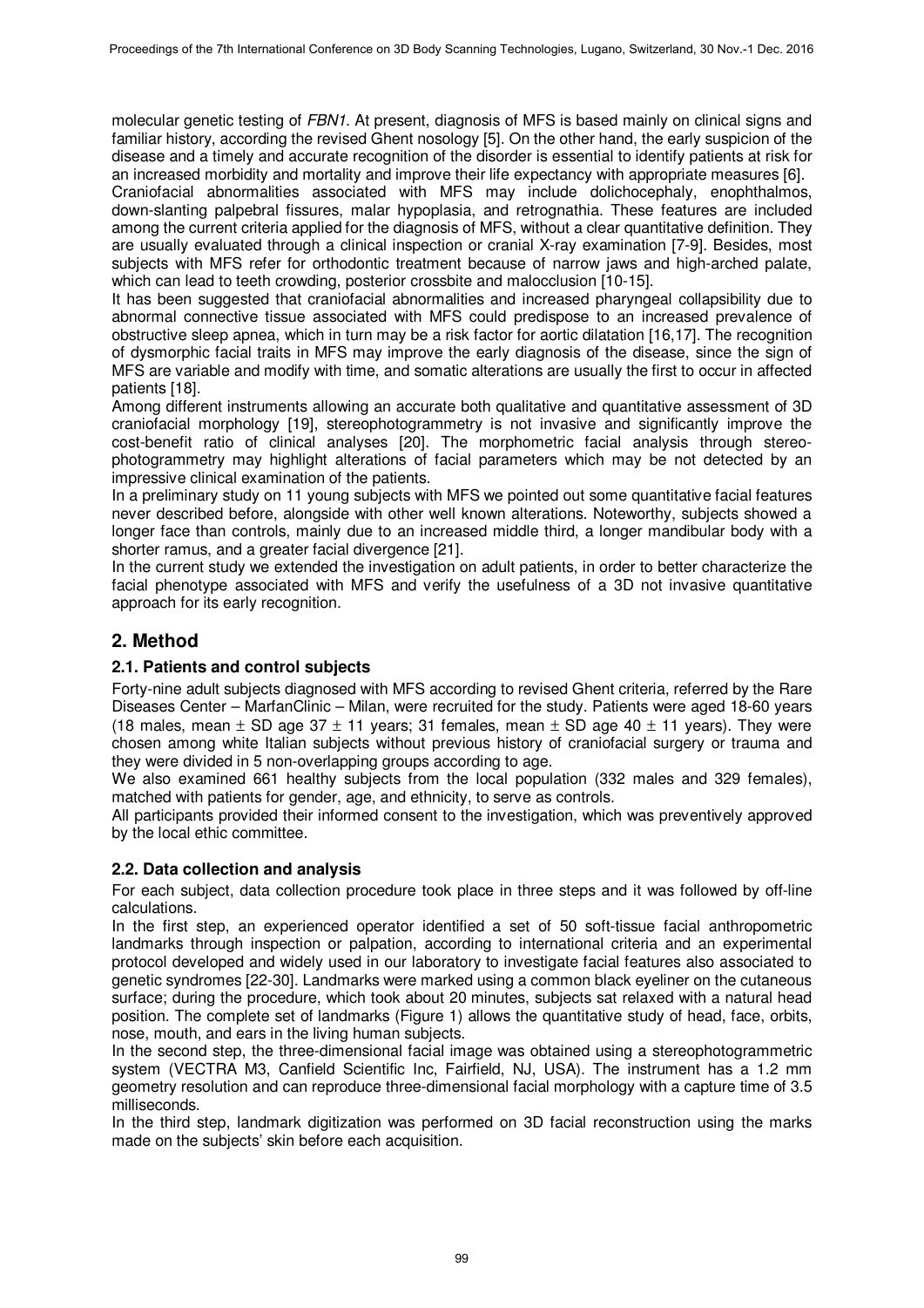molecular genetic testing of *FBN1*. At present, diagnosis of MFS is based mainly on clinical signs and familiar history, according the revised Ghent nosology [5]. On the other hand, the early suspicion of the disease and a timely and accurate recognition of the disorder is essential to identify patients at risk for an increased morbidity and mortality and improve their life expectancy with appropriate measures [6].

Craniofacial abnormalities associated with MFS may include dolichocephaly, enophthalmos, down-slanting palpebral fissures, malar hypoplasia, and retrognathia. These features are included among the current criteria applied for the diagnosis of MFS, without a clear quantitative definition. They are usually evaluated through a clinical inspection or cranial X-ray examination [7-9]. Besides, most subjects with MFS refer for orthodontic treatment because of narrow jaws and high-arched palate, which can lead to teeth crowding, posterior crossbite and malocclusion [10-15].

It has been suggested that craniofacial abnormalities and increased pharyngeal collapsibility due to abnormal connective tissue associated with MFS could predispose to an increased prevalence of obstructive sleep apnea, which in turn may be a risk factor for aortic dilatation [16,17]. The recognition of dysmorphic facial traits in MFS may improve the early diagnosis of the disease, since the sign of MFS are variable and modify with time, and somatic alterations are usually the first to occur in affected patients [18].

Among different instruments allowing an accurate both qualitative and quantitative assessment of 3D craniofacial morphology [19], stereophotogrammetry is not invasive and significantly improve the cost-benefit ratio of clinical analyses [20]. The morphometric facial analysis through stereo-photogrammetry may highlight alterations of facial parameters which may be not detected by an impressive clinical examination of the patients.

In a preliminary study on 11 young subjects with MFS we pointed out some quantitative facial features never described before, alongside with other well known alterations. Noteworthy, subjects showed a longer face than controls, mainly due to an increased middle third, a longer mandibular body with a shorter ramus, and a greater facial divergence [21].

In the current study we extended the investigation on adult patients, in order to better characterize the facial phenotype associated with MFS and verify the usefulness of a 3D not invasive quantitative approach for its early recognition.

## 2. Method

### 2.1. Patients and control subjects

Forty-nine adult subjects diagnosed with MFS according to revised Ghent criteria, referred by the Rare Diseases Center – MarfanClinic – Milan, were recruited for the study. Patients were aged 18-60 years (18 males, mean $\pm$ SD age 37 $\pm$ 11 years; 31 females, mean $\pm$ SD age 40 $\pm$ 11 years). They were chosen among white Italian subjects without previous history of craniofacial surgery or trauma and they were divided in 5 non-overlapping groups according to age.

We also examined 661 healthy subjects from the local population (332 males and 329 females), matched with patients for gender, age, and ethnicity, to serve as controls.

All participants provided their informed consent to the investigation, which was preventively approved by the local ethic committee.

### 2.2. Data collection and analysis

For each subject, data collection procedure took place in three steps and it was followed by off-line calculations.

In the first step, an experienced operator identified a set of 50 soft-tissue facial anthropometric landmarks through inspection or palpation, according to international criteria and an experimental protocol developed and widely used in our laboratory to investigate facial features also associated to genetic syndromes [22-30]. Landmarks were marked using a common black eyeliner on the cutaneous surface; during the procedure, which took about 20 minutes, subjects sat relaxed with a natural head position. The complete set of landmarks (Figure 1) allows the quantitative study of head, face, orbits, nose, mouth, and ears in the living human subjects.

In the second step, the three-dimensional facial image was obtained using a stereophotogrammetric system (VECTRA M3, Canfield Scientific Inc, Fairfield, NJ, USA). The instrument has a 1.2 mm geometry resolution and can reproduce three-dimensional facial morphology with a capture time of 3.5 milliseconds.

In the third step, landmark digitization was performed on 3D facial reconstruction using the marks made on the subjects' skin before each acquisition.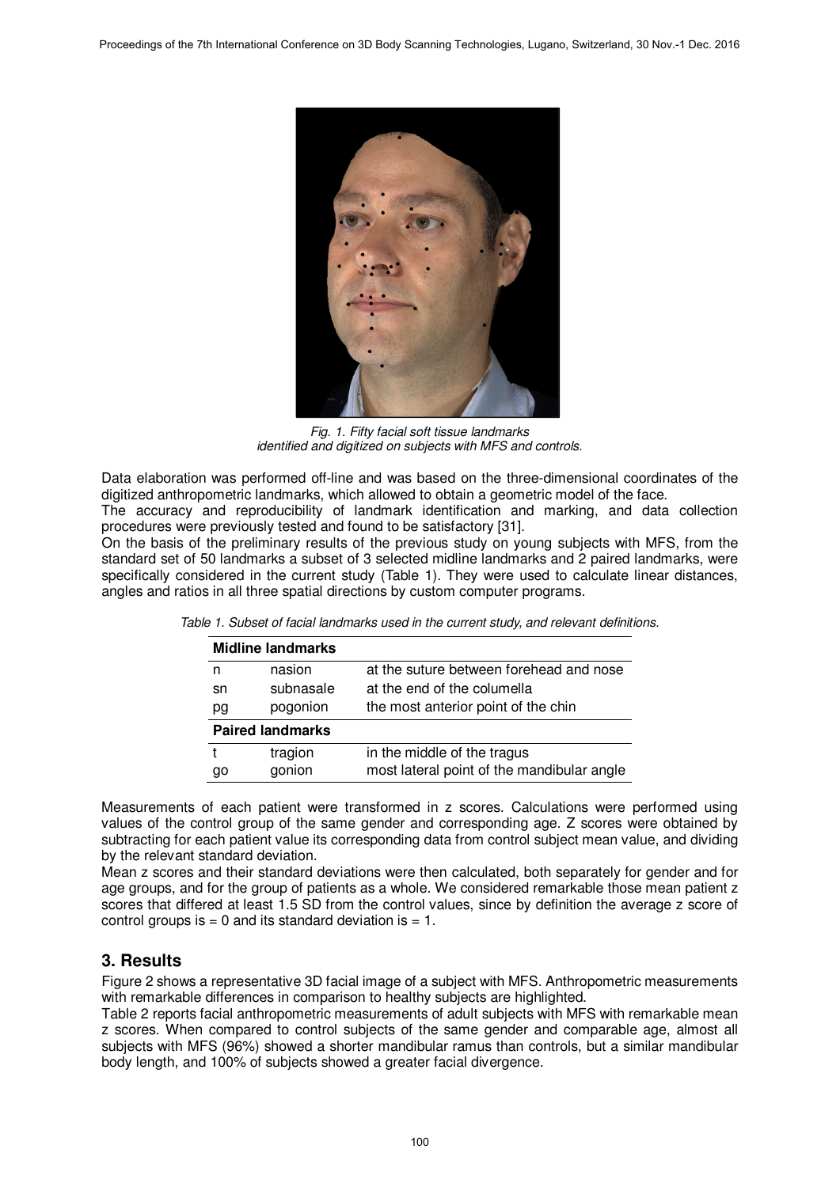*Fig. 1. Fifty facial soft tissue landmarks identified and digitized on subjects with MFS and controls.*

Data elaboration was performed off-line and was based on the three-dimensional coordinates of the digitized anthropometric landmarks, which allowed to obtain a geometric model of the face.
The accuracy and reproducibility of landmark identification and marking, and data collection procedures were previously tested and found to be satisfactory [31].
On the basis of the preliminary results of the previous study on young subjects with MFS, from the standard set of 50 landmarks a subset of 3 selected midline landmarks and 2 paired landmarks, were specifically considered in the current study (Table 1). They were used to calculate linear distances, angles and ratios in all three spatial directions by custom computer programs.

*Table 1. Subset of facial landmarks used in the current study, and relevant definitions.*

| **Midline landmarks** | | |
|---|---|---|
| n | nasion | at the suture between forehead and nose |
| sn | subnasale | at the end of the columella |
| pg | pogonion | the most anterior point of the chin |
| **Paired landmarks** | | |
| t | tragion | in the middle of the tragus |
| go | gonion | most lateral point of the mandibular angle |

Measurements of each patient were transformed in z scores. Calculations were performed using values of the control group of the same gender and corresponding age. Z scores were obtained by subtracting for each patient value its corresponding data from control subject mean value, and dividing by the relevant standard deviation.
Mean z scores and their standard deviations were then calculated, both separately for gender and for age groups, and for the group of patients as a whole. We considered remarkable those mean patient z scores that differed at least 1.5 SD from the control values, since by definition the average z score of control groups is = 0 and its standard deviation is = 1.

## 3. Results

Figure 2 shows a representative 3D facial image of a subject with MFS. Anthropometric measurements with remarkable differences in comparison to healthy subjects are highlighted.
Table 2 reports facial anthropometric measurements of adult subjects with MFS with remarkable mean z scores. When compared to control subjects of the same gender and comparable age, almost all subjects with MFS (96%) showed a shorter mandibular ramus than controls, but a similar mandibular body length, and 100% of subjects showed a greater facial divergence.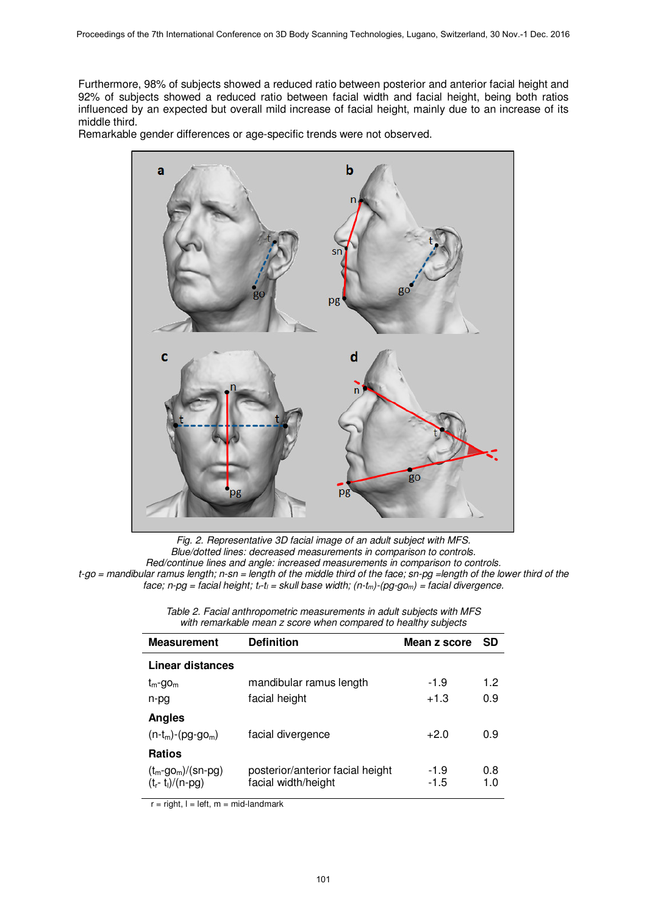Furthermore, 98% of subjects showed a reduced ratio between posterior and anterior facial height and 92% of subjects showed a reduced ratio between facial width and facial height, being both ratios influenced by an expected but overall mild increase of facial height, mainly due to an increase of its middle third.

Remarkable gender differences or age-specific trends were not observed.

a

t

go

b

n

sn

pg

t

go

c

n

t

t

pg

d

n

t

go

pg

*Fig. 2. Representative 3D facial image of an adult subject with MFS.*
*Blue/dotted lines: decreased measurements in comparison to controls.*
*Red/continue lines and angle: increased measurements in comparison to controls.*
*t-go = mandibular ramus length; n-sn = length of the middle third of the face; sn-pg =length of the lower third of the face; n-pg = facial height; $t_r$-$t_l$ = skull base width; (n-$t_m$)-(pg-$go_m$) = facial divergence.*

*Table 2. Facial anthropometric measurements in adult subjects with MFS with remarkable mean z score when compared to healthy subjects*

| Measurement | Definition | Mean z score | SD |
|---|---|---|---|
| **Linear distances** | | | |
| $t_m$-$go_m$ | mandibular ramus length | -1.9 | 1.2 |
| n-pg | facial height | +1.3 | 0.9 |
| **Angles** | | | |
| (n-$t_m$)-(pg-$go_m$) | facial divergence | +2.0 | 0.9 |
| **Ratios** | | | |
| ($t_m$-$go_m$)/(sn-pg) | posterior/anterior facial height | -1.9 | 0.8 |
| ($t_r$- $t_l$)/(n-pg) | facial width/height | -1.5 | 1.0 |

r = right, l = left, m = mid-landmark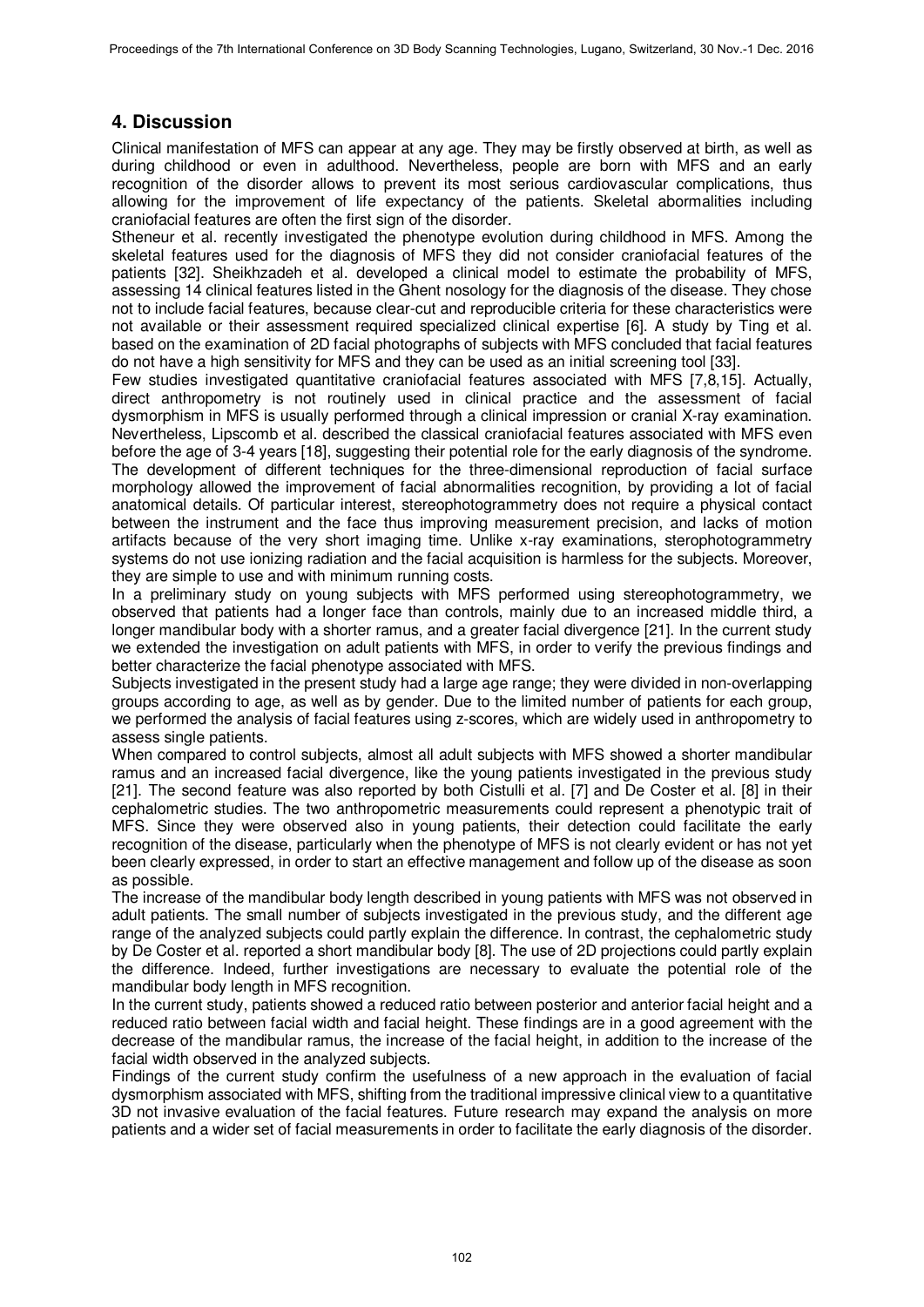## 4. Discussion

Clinical manifestation of MFS can appear at any age. They may be firstly observed at birth, as well as during childhood or even in adulthood. Nevertheless, people are born with MFS and an early recognition of the disorder allows to prevent its most serious cardiovascular complications, thus allowing for the improvement of life expectancy of the patients. Skeletal abormalities including craniofacial features are often the first sign of the disorder.

Stheneur et al. recently investigated the phenotype evolution during childhood in MFS. Among the skeletal features used for the diagnosis of MFS they did not consider craniofacial features of the patients [32]. Sheikhzadeh et al. developed a clinical model to estimate the probability of MFS, assessing 14 clinical features listed in the Ghent nosology for the diagnosis of the disease. They chose not to include facial features, because clear-cut and reproducible criteria for these characteristics were not available or their assessment required specialized clinical expertise [6]. A study by Ting et al. based on the examination of 2D facial photographs of subjects with MFS concluded that facial features do not have a high sensitivity for MFS and they can be used as an initial screening tool [33].

Few studies investigated quantitative craniofacial features associated with MFS [7,8,15]. Actually, direct anthropometry is not routinely used in clinical practice and the assessment of facial dysmorphism in MFS is usually performed through a clinical impression or cranial X-ray examination. Nevertheless, Lipscomb et al. described the classical craniofacial features associated with MFS even before the age of 3-4 years [18], suggesting their potential role for the early diagnosis of the syndrome. The development of different techniques for the three-dimensional reproduction of facial surface morphology allowed the improvement of facial abnormalities recognition, by providing a lot of facial anatomical details. Of particular interest, stereophotogrammetry does not require a physical contact between the instrument and the face thus improving measurement precision, and lacks of motion artifacts because of the very short imaging time. Unlike x-ray examinations, sterophotogrammetry systems do not use ionizing radiation and the facial acquisition is harmless for the subjects. Moreover, they are simple to use and with minimum running costs.

In a preliminary study on young subjects with MFS performed using stereophotogrammetry, we observed that patients had a longer face than controls, mainly due to an increased middle third, a longer mandibular body with a shorter ramus, and a greater facial divergence [21]. In the current study we extended the investigation on adult patients with MFS, in order to verify the previous findings and better characterize the facial phenotype associated with MFS.

Subjects investigated in the present study had a large age range; they were divided in non-overlapping groups according to age, as well as by gender. Due to the limited number of patients for each group, we performed the analysis of facial features using z-scores, which are widely used in anthropometry to assess single patients.

When compared to control subjects, almost all adult subjects with MFS showed a shorter mandibular ramus and an increased facial divergence, like the young patients investigated in the previous study [21]. The second feature was also reported by both Cistulli et al. [7] and De Coster et al. [8] in their cephalometric studies. The two anthropometric measurements could represent a phenotypic trait of MFS. Since they were observed also in young patients, their detection could facilitate the early recognition of the disease, particularly when the phenotype of MFS is not clearly evident or has not yet been clearly expressed, in order to start an effective management and follow up of the disease as soon as possible.

The increase of the mandibular body length described in young patients with MFS was not observed in adult patients. The small number of subjects investigated in the previous study, and the different age range of the analyzed subjects could partly explain the difference. In contrast, the cephalometric study by De Coster et al. reported a short mandibular body [8]. The use of 2D projections could partly explain the difference. Indeed, further investigations are necessary to evaluate the potential role of the mandibular body length in MFS recognition.

In the current study, patients showed a reduced ratio between posterior and anterior facial height and a reduced ratio between facial width and facial height. These findings are in a good agreement with the decrease of the mandibular ramus, the increase of the facial height, in addition to the increase of the facial width observed in the analyzed subjects.

Findings of the current study confirm the usefulness of a new approach in the evaluation of facial dysmorphism associated with MFS, shifting from the traditional impressive clinical view to a quantitative 3D not invasive evaluation of the facial features. Future research may expand the analysis on more patients and a wider set of facial measurements in order to facilitate the early diagnosis of the disorder.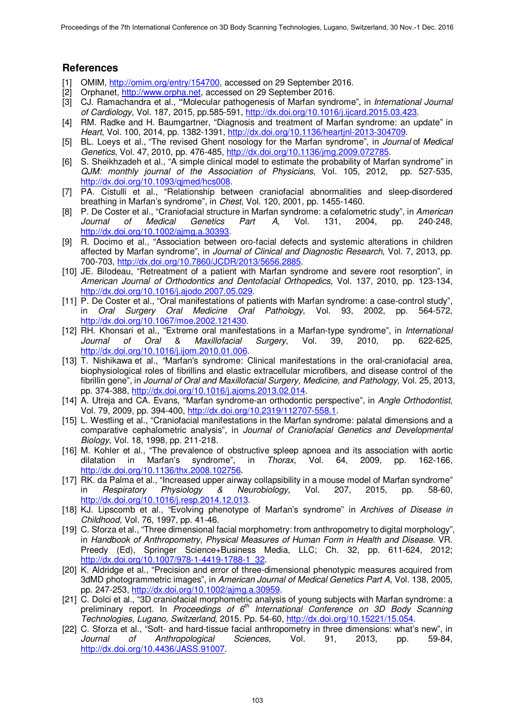## References

[1] OMIM, http://omim.org/entry/154700, accessed on 29 September 2016.

[2] Orphanet, http://www.orpha.net, accessed on 29 September 2016.

[3] CJ. Ramachandra et al., "Molecular pathogenesis of Marfan syndrome", in *International Journal of Cardiology*, Vol. 187, 2015, pp.585-591, http://dx.doi.org/10.1016/j.ijcard.2015.03.423.

[4] RM. Radke and H. Baumgartner, "Diagnosis and treatment of Marfan syndrome: an update" in *Heart*, Vol. 100, 2014, pp. 1382-1391, http://dx.doi.org/10.1136/heartjnl-2013-304709.

[5] BL. Loeys et al., "The revised Ghent nosology for the Marfan syndrome", in *Journal* of *Medical Genetics*, Vol. 47, 2010, pp. 476-485, http://dx.doi.org/10.1136/jmg.2009.072785.

[6] S. Sheikhzadeh et al., "A simple clinical model to estimate the probability of Marfan syndrome" in *QJM: monthly journal of the Association of Physicians*, Vol. 105, 2012, pp. 527-535, http://dx.doi.org/10.1093/qjmed/hcs008.

[7] PA. Cistulli et al., "Relationship between craniofacial abnormalities and sleep-disordered breathing in Marfan's syndrome", in *Chest*, Vol. 120, 2001, pp. 1455-1460.

[8] P. De Coster et al., "Craniofacial structure in Marfan syndrome: a cefalometric study", in *American Journal of Medical Genetics Part A*, Vol. 131, 2004, pp. 240-248, http://dx.doi.org/10.1002/ajmg.a.30393.

[9] R. Docimo et al., "Association between oro-facial defects and systemic alterations in children affected by Marfan syndrome", in *Journal of Clinical and Diagnostic Research*, Vol. 7, 2013, pp. 700-703, http://dx.doi.org/10.7860/JCDR/2013/5656.2885.

[10] JE. Bilodeau, "Retreatment of a patient with Marfan syndrome and severe root resorption", in *American Journal of Orthodontics and Dentofacial Orthopedics*, Vol. 137, 2010, pp. 123-134, http://dx.doi.org/10.1016/j.ajodo.2007.05.029.

[11] P. De Coster et al., "Oral manifestations of patients with Marfan syndrome: a case-control study", in *Oral Surgery Oral Medicine Oral Pathology*, Vol. 93, 2002, pp. 564-572, http://dx.doi.org/10.1067/moe.2002.121430.

[12] RH. Khonsari et al., "Extreme oral manifestations in a Marfan-type syndrome", in *International Journal of Oral & Maxillofacial Surgery*, Vol. 39, 2010, pp. 622-625, http://dx.doi.org/10.1016/j.ijom.2010.01.006.

[13] T. Nishikawa et al., "Marfan's syndrome: Clinical manifestations in the oral-craniofacial area, biophysiological roles of fibrillins and elastic extracellular microfibers, and disease control of the fibrillin gene", in *Journal of Oral and Maxillofacial Surgery, Medicine, and Pathology*, Vol. 25, 2013, pp. 374-388, http://dx.doi.org/10.1016/j.ajoms.2013.02.014.

[14] A. Utreja and CA. Evans, "Marfan syndrome-an orthodontic perspective", in *Angle Orthodontist*, Vol. 79, 2009, pp. 394-400, http://dx.doi.org/10.2319/112707-558.1.

[15] L. Westling et al., "Craniofacial manifestations in the Marfan syndrome: palatal dimensions and a comparative cephalometric analysis", in *Journal of Craniofacial Genetics and Developmental Biology*, Vol. 18, 1998, pp. 211-218.

[16] M. Kohler et al., "The prevalence of obstructive spleep apnoea and its association with aortic dilatation in Marfan's syndrome", in *Thorax*, Vol. 64, 2009, pp. 162-166, http://dx.doi.org/10.1136/thx.2008.102756.

[17] RK. da Palma et al., "Increased upper airway collapsibility in a mouse model of Marfan syndrome" in *Respiratory Physiology & Neurobiology*, Vol. 207, 2015, pp. 58-60, http://dx.doi.org/10.1016/j.resp.2014.12.013.

[18] KJ. Lipscomb et al., "Evolving phenotype of Marfan's syndrome" in *Archives of Disease in Childhood,* Vol. 76, 1997, pp. 41-46.

[19] C. Sforza et al., "Three dimensional facial morphometry: from anthropometry to digital morphology", in *Handbook of Anthropometry*, *Physical Measures of Human Form in Health and Disease*. VR. Preedy (Ed), Springer Science+Business Media, LLC; Ch. 32, pp. 611-624, 2012; http://dx.doi.org/10.1007/978-1-4419-1788-1_32.

[20] K. Aldridge et al., "Precision and error of three-dimensional phenotypic measures acquired from 3dMD photogrammetric images", in *American Journal of Medical Genetics Part A*, Vol. 138, 2005, pp. 247-253, http://dx.doi.org/10.1002/ajmg.a.30959.

[21] C. Dolci et al., "3D craniofacial morphometric analysis of young subjects with Marfan syndrome: a preliminary report. In *Proceedings of 6th International Conference on 3D Body Scanning Technologies, Lugano, Switzerland*, 2015. Pp. 54-60, http://dx.doi.org/10.15221/15.054.

[22] C. Sforza et al., "Soft- and hard-tissue facial anthropometry in three dimensions: what's new", in *Journal of Anthropological Sciences*, Vol. 91, 2013, pp. 59-84, http://dx.doi.org/10.4436/JASS.91007.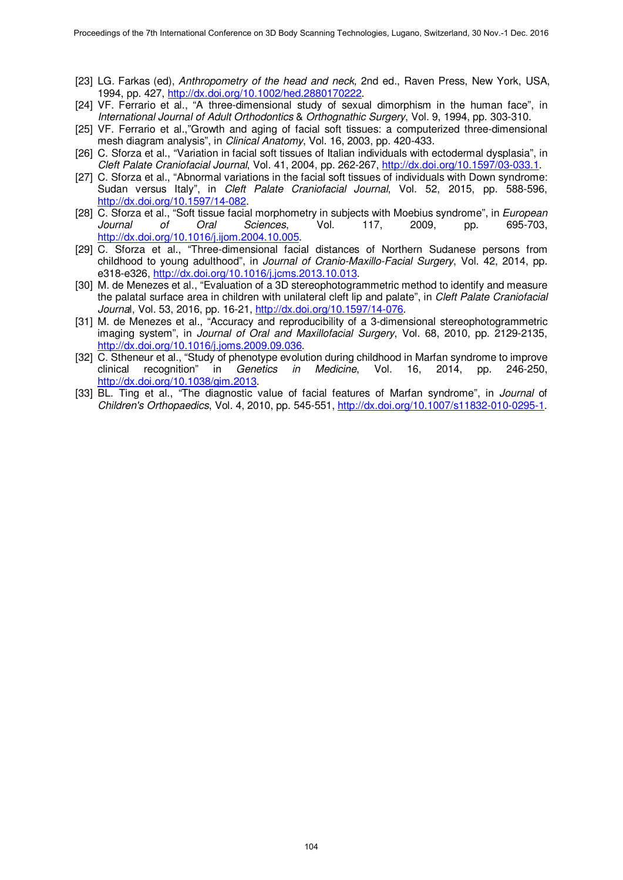[23] LG. Farkas (ed), *Anthropometry of the head and neck,* 2nd ed., Raven Press, New York, USA, 1994, pp. 427, http://dx.doi.org/10.1002/hed.2880170222.

[24] VF. Ferrario et al., "A three-dimensional study of sexual dimorphism in the human face", in *International Journal of Adult Orthodontics* & *Orthognathic Surgery*, Vol. 9, 1994, pp. 303-310.

[25] VF. Ferrario et al.,"Growth and aging of facial soft tissues: a computerized three-dimensional mesh diagram analysis", in *Clinical Anatomy*, Vol. 16, 2003, pp. 420-433.

[26] C. Sforza et al., "Variation in facial soft tissues of Italian individuals with ectodermal dysplasia", in *Cleft Palate Craniofacial Journal*, Vol. 41, 2004, pp. 262-267, http://dx.doi.org/10.1597/03-033.1.

[27] C. Sforza et al., "Abnormal variations in the facial soft tissues of individuals with Down syndrome: Sudan versus Italy", in *Cleft Palate Craniofacial Journal*, Vol. 52, 2015, pp. 588-596, http://dx.doi.org/10.1597/14-082.

[28] C. Sforza et al., "Soft tissue facial morphometry in subjects with Moebius syndrome", in *European Journal of Oral Sciences*, Vol. 117, 2009, pp. 695-703, http://dx.doi.org/10.1016/j.ijom.2004.10.005.

[29] C. Sforza et al., "Three-dimensional facial distances of Northern Sudanese persons from childhood to young adulthood", in *Journal of Cranio-Maxillo-Facial Surgery*, Vol. 42, 2014, pp. e318-e326, http://dx.doi.org/10.1016/j.jcms.2013.10.013.

[30] M. de Menezes et al., "Evaluation of a 3D stereophotogrammetric method to identify and measure the palatal surface area in children with unilateral cleft lip and palate", in *Cleft Palate Craniofacial Journa*l, Vol. 53, 2016, pp. 16-21, http://dx.doi.org/10.1597/14-076.

[31] M. de Menezes et al., "Accuracy and reproducibility of a 3-dimensional stereophotogrammetric imaging system", in *Journal of Oral and Maxillofacial Surgery*, Vol. 68, 2010, pp. 2129-2135, http://dx.doi.org/10.1016/j.joms.2009.09.036.

[32] C. Stheneur et al., "Study of phenotype evolution during childhood in Marfan syndrome to improve clinical recognition" in *Genetics in Medicine*, Vol. 16, 2014, pp. 246-250, http://dx.doi.org/10.1038/gim.2013.

[33] BL. Ting et al., "The diagnostic value of facial features of Marfan syndrome", in *Journal* of *Children's Orthopaedics*, Vol. 4, 2010, pp. 545-551, http://dx.doi.org/10.1007/s11832-010-0295-1.